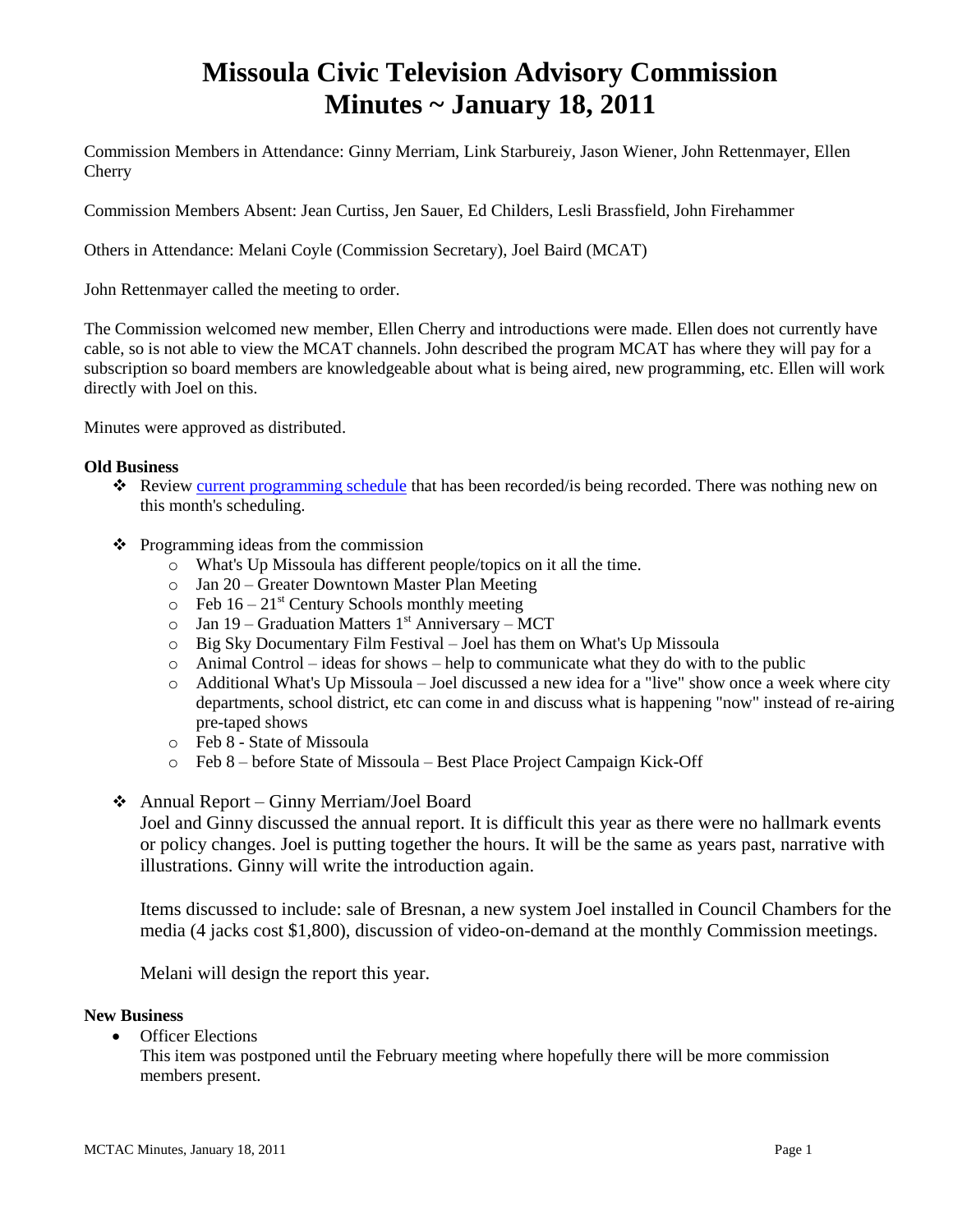# Missoula Civic Television Advisory Commission
# Minutes ~ January 18, 2011

Commission Members in Attendance: Ginny Merriam, Link Starbureiy, Jason Wiener, John Rettenmayer, Ellen Cherry

Commission Members Absent: Jean Curtiss, Jen Sauer, Ed Childers, Lesli Brassfield, John Firehammer

Others in Attendance: Melani Coyle (Commission Secretary), Joel Baird (MCAT)

John Rettenmayer called the meeting to order.

The Commission welcomed new member, Ellen Cherry and introductions were made. Ellen does not currently have cable, so is not able to view the MCAT channels. John described the program MCAT has where they will pay for a subscription so board members are knowledgeable about what is being aired, new programming, etc. Ellen will work directly with Joel on this.

Minutes were approved as distributed.

**Old Business**

- Review current programming schedule that has been recorded/is being recorded. There was nothing new on this month's scheduling.

- Programming ideas from the commission
  - What's Up Missoula has different people/topics on it all the time.
  - Jan 20 – Greater Downtown Master Plan Meeting
  - Feb 16 – 21st Century Schools monthly meeting
  - Jan 19 – Graduation Matters 1st Anniversary – MCT
  - Big Sky Documentary Film Festival – Joel has them on What's Up Missoula
  - Animal Control – ideas for shows – help to communicate what they do with to the public
  - Additional What's Up Missoula – Joel discussed a new idea for a "live" show once a week where city departments, school district, etc can come in and discuss what is happening "now" instead of re-airing pre-taped shows
  - Feb 8 - State of Missoula
  - Feb 8 – before State of Missoula – Best Place Project Campaign Kick-Off

- Annual Report – Ginny Merriam/Joel Board

  Joel and Ginny discussed the annual report. It is difficult this year as there were no hallmark events or policy changes. Joel is putting together the hours. It will be the same as years past, narrative with illustrations. Ginny will write the introduction again.

  Items discussed to include: sale of Bresnan, a new system Joel installed in Council Chambers for the media (4 jacks cost $1,800), discussion of video-on-demand at the monthly Commission meetings.

  Melani will design the report this year.

**New Business**

- Officer Elections

  This item was postponed until the February meeting where hopefully there will be more commission members present.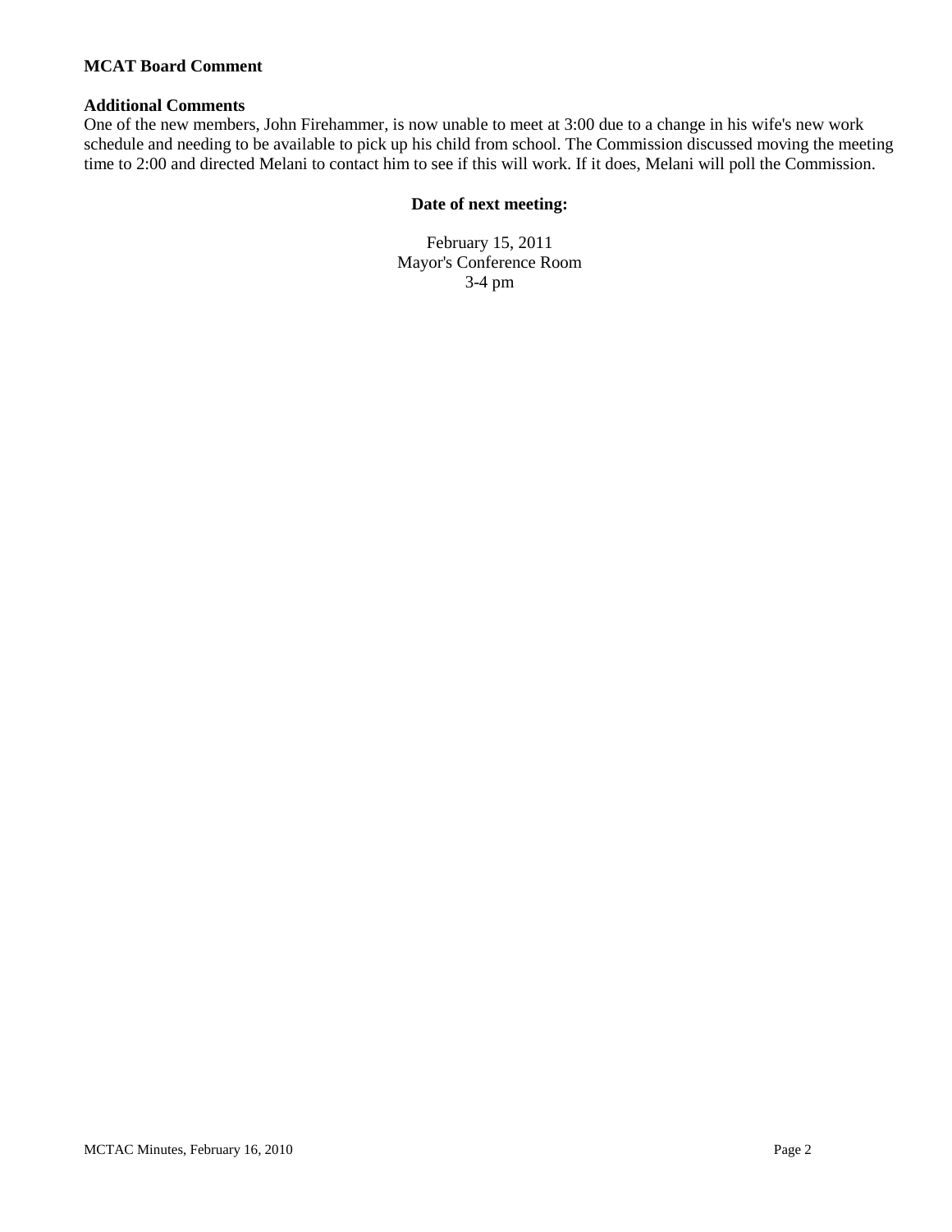**MCAT Board Comment**

**Additional Comments**

One of the new members, John Firehammer, is now unable to meet at 3:00 due to a change in his wife's new work schedule and needing to be available to pick up his child from school. The Commission discussed moving the meeting time to 2:00 and directed Melani to contact him to see if this will work. If it does, Melani will poll the Commission.

**Date of next meeting:**

February 15, 2011
Mayor's Conference Room
3-4 pm